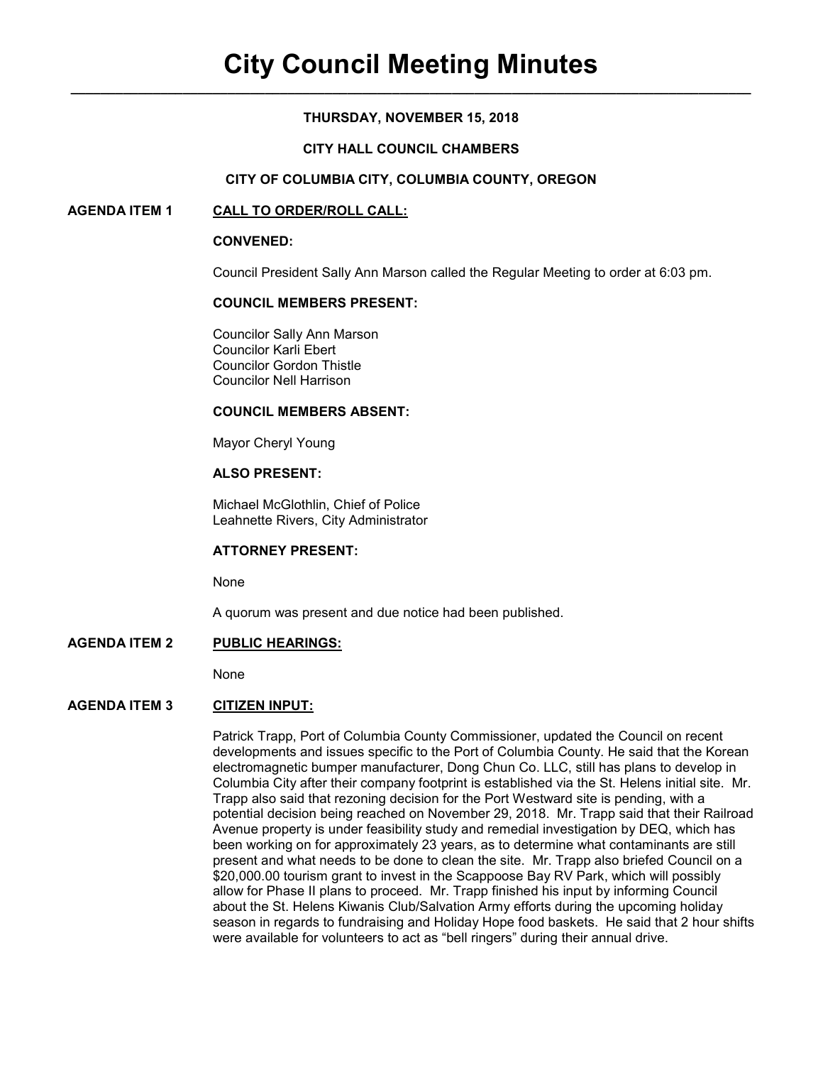# City Council Meeting Minutes

**THURSDAY, NOVEMBER 15, 2018**

**CITY HALL COUNCIL CHAMBERS**

**CITY OF COLUMBIA CITY, COLUMBIA COUNTY, OREGON**

**AGENDA ITEM 1** **CALL TO ORDER/ROLL CALL:**

**CONVENED:**

Council President Sally Ann Marson called the Regular Meeting to order at 6:03 pm.

**COUNCIL MEMBERS PRESENT:**

Councilor Sally Ann Marson
Councilor Karli Ebert
Councilor Gordon Thistle
Councilor Nell Harrison

**COUNCIL MEMBERS ABSENT:**

Mayor Cheryl Young

**ALSO PRESENT:**

Michael McGlothlin, Chief of Police
Leahnette Rivers, City Administrator

**ATTORNEY PRESENT:**

None

A quorum was present and due notice had been published.

**AGENDA ITEM 2** **PUBLIC HEARINGS:**

None

**AGENDA ITEM 3** **CITIZEN INPUT:**

Patrick Trapp, Port of Columbia County Commissioner, updated the Council on recent developments and issues specific to the Port of Columbia County. He said that the Korean electromagnetic bumper manufacturer, Dong Chun Co. LLC, still has plans to develop in Columbia City after their company footprint is established via the St. Helens initial site. Mr. Trapp also said that rezoning decision for the Port Westward site is pending, with a potential decision being reached on November 29, 2018. Mr. Trapp said that their Railroad Avenue property is under feasibility study and remedial investigation by DEQ, which has been working on for approximately 23 years, as to determine what contaminants are still present and what needs to be done to clean the site. Mr. Trapp also briefed Council on a $20,000.00 tourism grant to invest in the Scappoose Bay RV Park, which will possibly allow for Phase II plans to proceed. Mr. Trapp finished his input by informing Council about the St. Helens Kiwanis Club/Salvation Army efforts during the upcoming holiday season in regards to fundraising and Holiday Hope food baskets. He said that 2 hour shifts were available for volunteers to act as "bell ringers" during their annual drive.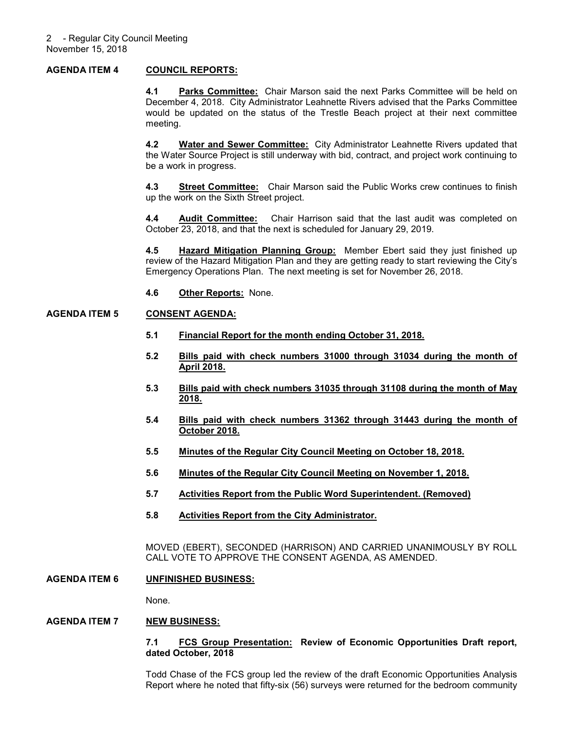## AGENDA ITEM 4 COUNCIL REPORTS:

**4.1 Parks Committee:** Chair Marson said the next Parks Committee will be held on December 4, 2018. City Administrator Leahnette Rivers advised that the Parks Committee would be updated on the status of the Trestle Beach project at their next committee meeting.

**4.2 Water and Sewer Committee:** City Administrator Leahnette Rivers updated that the Water Source Project is still underway with bid, contract, and project work continuing to be a work in progress.

**4.3 Street Committee:** Chair Marson said the Public Works crew continues to finish up the work on the Sixth Street project.

**4.4 Audit Committee:** Chair Harrison said that the last audit was completed on October 23, 2018, and that the next is scheduled for January 29, 2019.

**4.5 Hazard Mitigation Planning Group:** Member Ebert said they just finished up review of the Hazard Mitigation Plan and they are getting ready to start reviewing the City's Emergency Operations Plan. The next meeting is set for November 26, 2018.

**4.6 Other Reports:** None.

## AGENDA ITEM 5 CONSENT AGENDA:

**5.1 Financial Report for the month ending October 31, 2018.**

**5.2 Bills paid with check numbers 31000 through 31034 during the month of April 2018.**

**5.3 Bills paid with check numbers 31035 through 31108 during the month of May 2018.**

**5.4 Bills paid with check numbers 31362 through 31443 during the month of October 2018.**

**5.5 Minutes of the Regular City Council Meeting on October 18, 2018.**

**5.6 Minutes of the Regular City Council Meeting on November 1, 2018.**

**5.7 Activities Report from the Public Word Superintendent. (Removed)**

**5.8 Activities Report from the City Administrator.**

MOVED (EBERT), SECONDED (HARRISON) AND CARRIED UNANIMOUSLY BY ROLL CALL VOTE TO APPROVE THE CONSENT AGENDA, AS AMENDED.

## AGENDA ITEM 6 UNFINISHED BUSINESS:

None.

## AGENDA ITEM 7 NEW BUSINESS:

**7.1 FCS Group Presentation: Review of Economic Opportunities Draft report, dated October, 2018**

Todd Chase of the FCS group led the review of the draft Economic Opportunities Analysis Report where he noted that fifty-six (56) surveys were returned for the bedroom community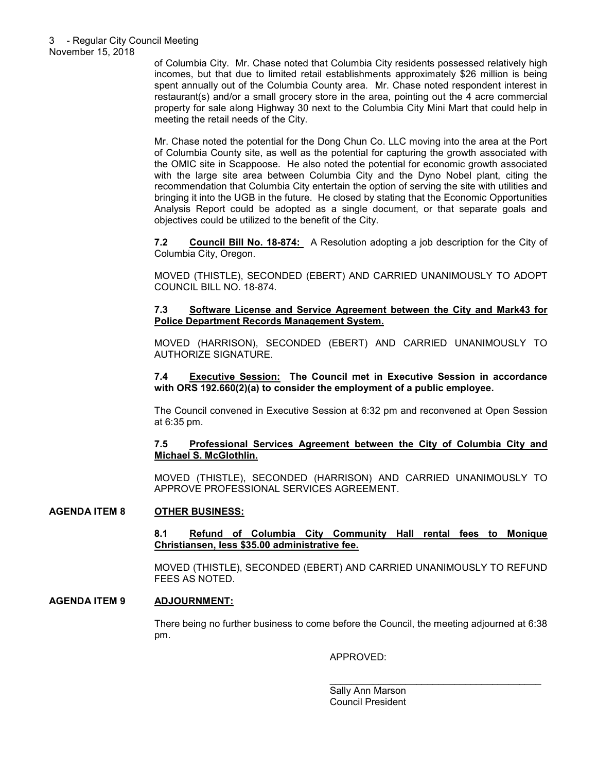of Columbia City. Mr. Chase noted that Columbia City residents possessed relatively high incomes, but that due to limited retail establishments approximately $26 million is being spent annually out of the Columbia County area. Mr. Chase noted respondent interest in restaurant(s) and/or a small grocery store in the area, pointing out the 4 acre commercial property for sale along Highway 30 next to the Columbia City Mini Mart that could help in meeting the retail needs of the City.

Mr. Chase noted the potential for the Dong Chun Co. LLC moving into the area at the Port of Columbia County site, as well as the potential for capturing the growth associated with the OMIC site in Scappoose. He also noted the potential for economic growth associated with the large site area between Columbia City and the Dyno Nobel plant, citing the recommendation that Columbia City entertain the option of serving the site with utilities and bringing it into the UGB in the future. He closed by stating that the Economic Opportunities Analysis Report could be adopted as a single document, or that separate goals and objectives could be utilized to the benefit of the City.

**7.2 <u>Council Bill No. 18-874:</u>** A Resolution adopting a job description for the City of Columbia City, Oregon.

MOVED (THISTLE), SECONDED (EBERT) AND CARRIED UNANIMOUSLY TO ADOPT COUNCIL BILL NO. 18-874.

**7.3 <u>Software License and Service Agreement between the City and Mark43 for Police Department Records Management System.</u>**

MOVED (HARRISON), SECONDED (EBERT) AND CARRIED UNANIMOUSLY TO AUTHORIZE SIGNATURE.

**7.4 <u>Executive Session:</u> The Council met in Executive Session in accordance with ORS 192.660(2)(a) to consider the employment of a public employee.**

The Council convened in Executive Session at 6:32 pm and reconvened at Open Session at 6:35 pm.

**7.5 <u>Professional Services Agreement between the City of Columbia City and Michael S. McGlothlin.</u>**

MOVED (THISTLE), SECONDED (HARRISON) AND CARRIED UNANIMOUSLY TO APPROVE PROFESSIONAL SERVICES AGREEMENT.

**AGENDA ITEM 8 <u>OTHER BUSINESS:</u>**

**8.1 <u>Refund of Columbia City Community Hall rental fees to Monique Christiansen, less $35.00 administrative fee.</u>**

MOVED (THISTLE), SECONDED (EBERT) AND CARRIED UNANIMOUSLY TO REFUND FEES AS NOTED.

**AGENDA ITEM 9 <u>ADJOURNMENT:</u>**

There being no further business to come before the Council, the meeting adjourned at 6:38 pm.

APPROVED:

\_\_\_\_\_\_\_\_\_\_\_\_\_\_\_\_\_\_\_\_\_\_\_\_\_\_\_\_\_\_\_\_\_\_\_\_\_\_\_\_

Sally Ann Marson
Council President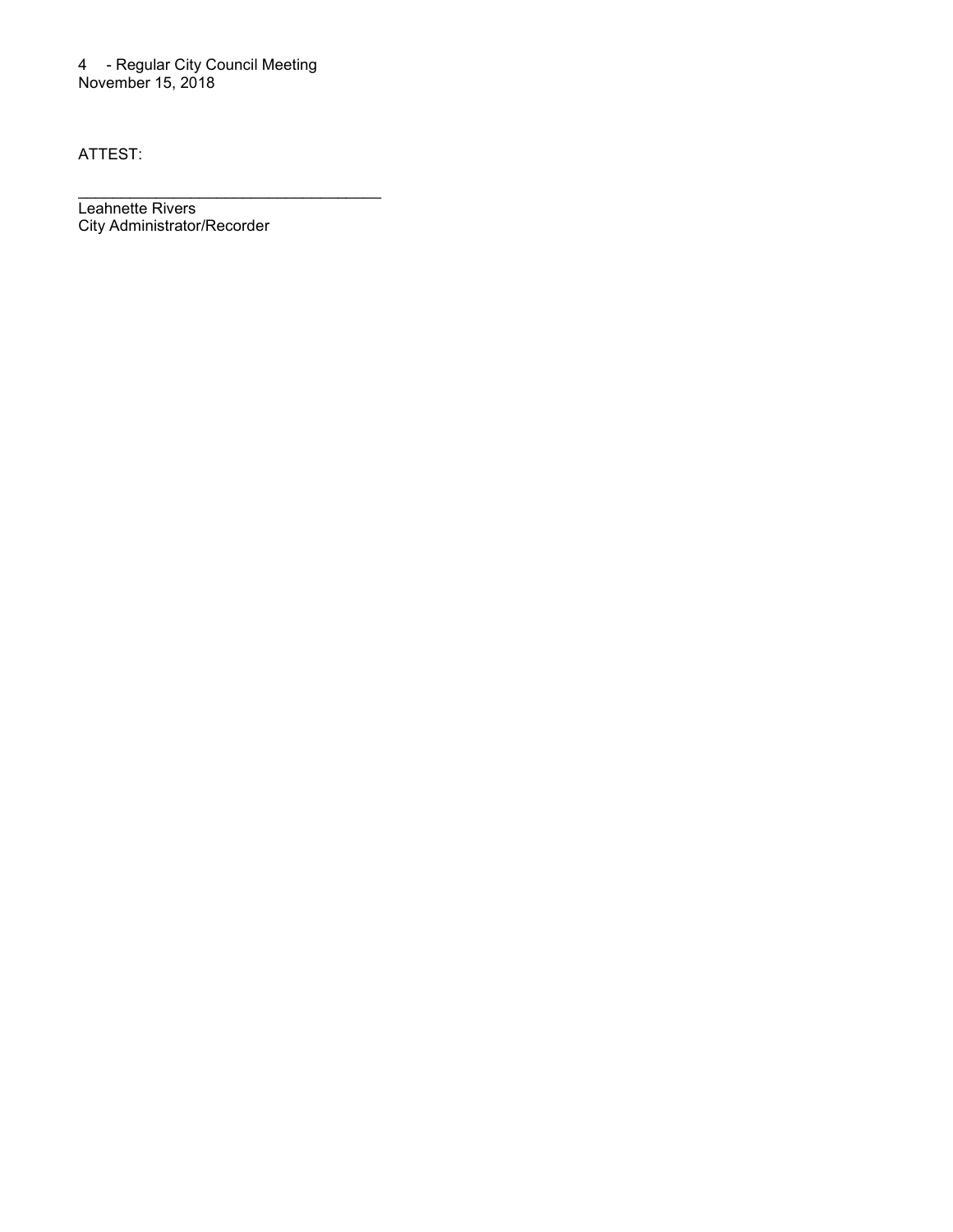ATTEST:

___________________________________
Leahnette Rivers
City Administrator/Recorder